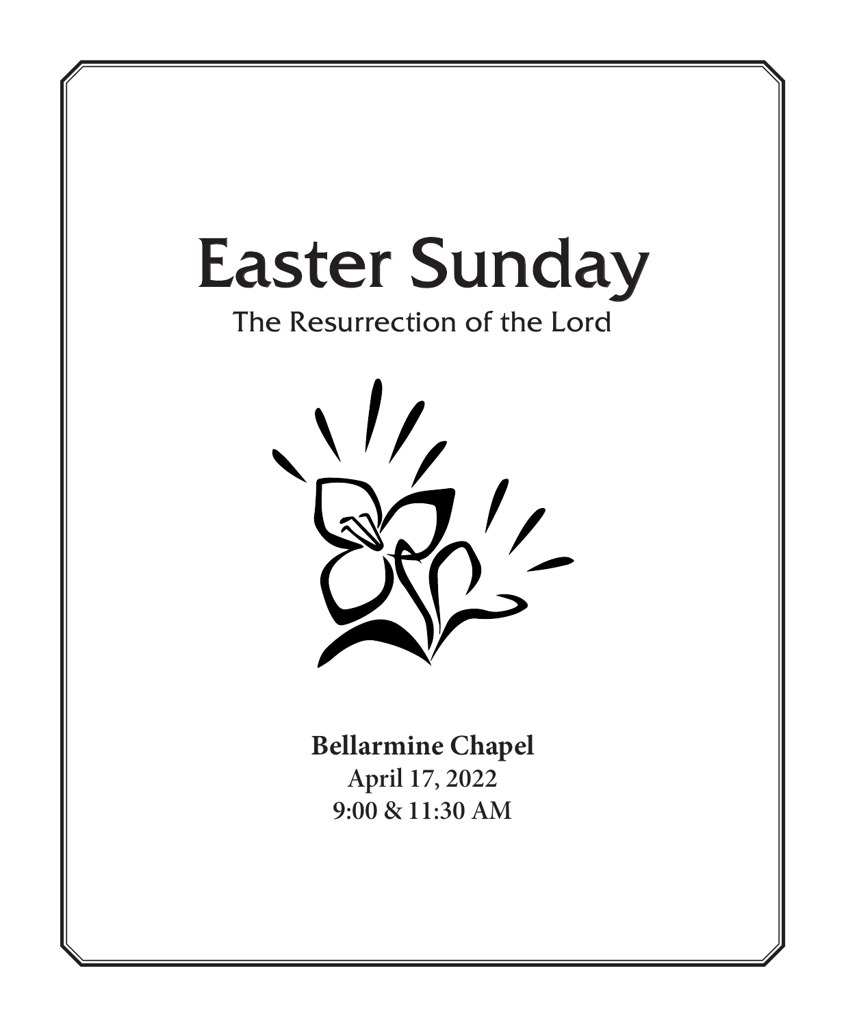# Easter Sunday

## The Resurrection of the Lord

**Bellarmine Chapel**

**April 17, 2022**

**9:00 & 11:30 AM**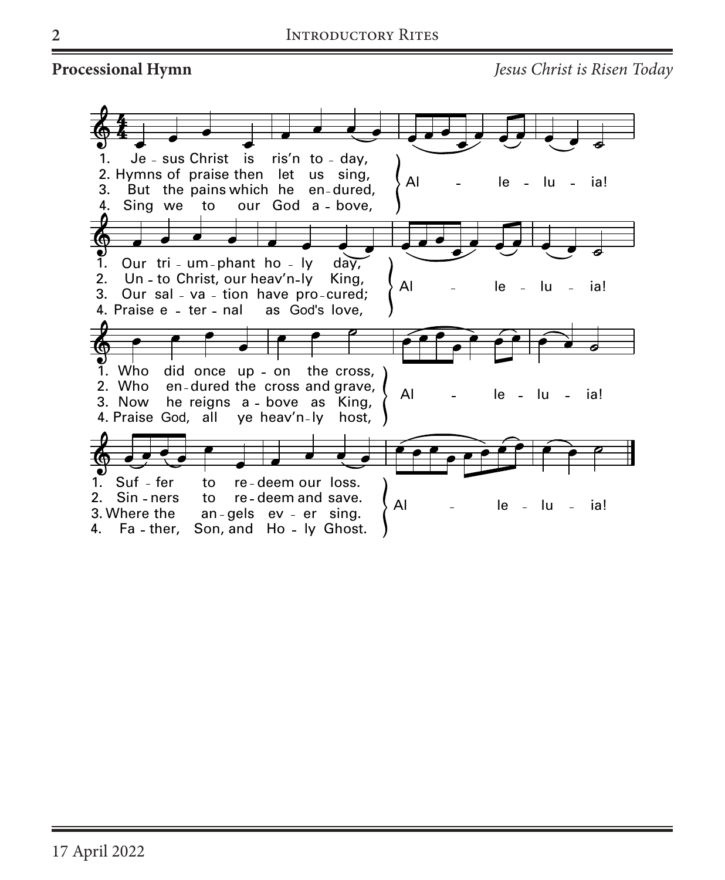**Processional Hymn** *Jesus Christ is Risen Today*

1. Jesus Christ is ris'n today, Alleluia!
Our triumphant holy day, Alleluia!
Who did once upon the cross, Alleluia!
Suffer to redeem our loss. Alleluia!

2. Hymns of praise then let us sing, Alleluia!
Unto Christ, our heav'nly King, Alleluia!
Who endured the cross and grave, Alleluia!
Sinners to redeem and save. Alleluia!

3. But the pains which he endured, Alleluia!
Our salvation have procured; Alleluia!
Now he reigns above as King, Alleluia!
Where the angels ever sing. Alleluia!

4. Sing we to our God above, Alleluia!
Praise eternal as God's love, Alleluia!
Praise God, all ye heav'nly host, Alleluia!
Father, Son, and Holy Ghost. Alleluia!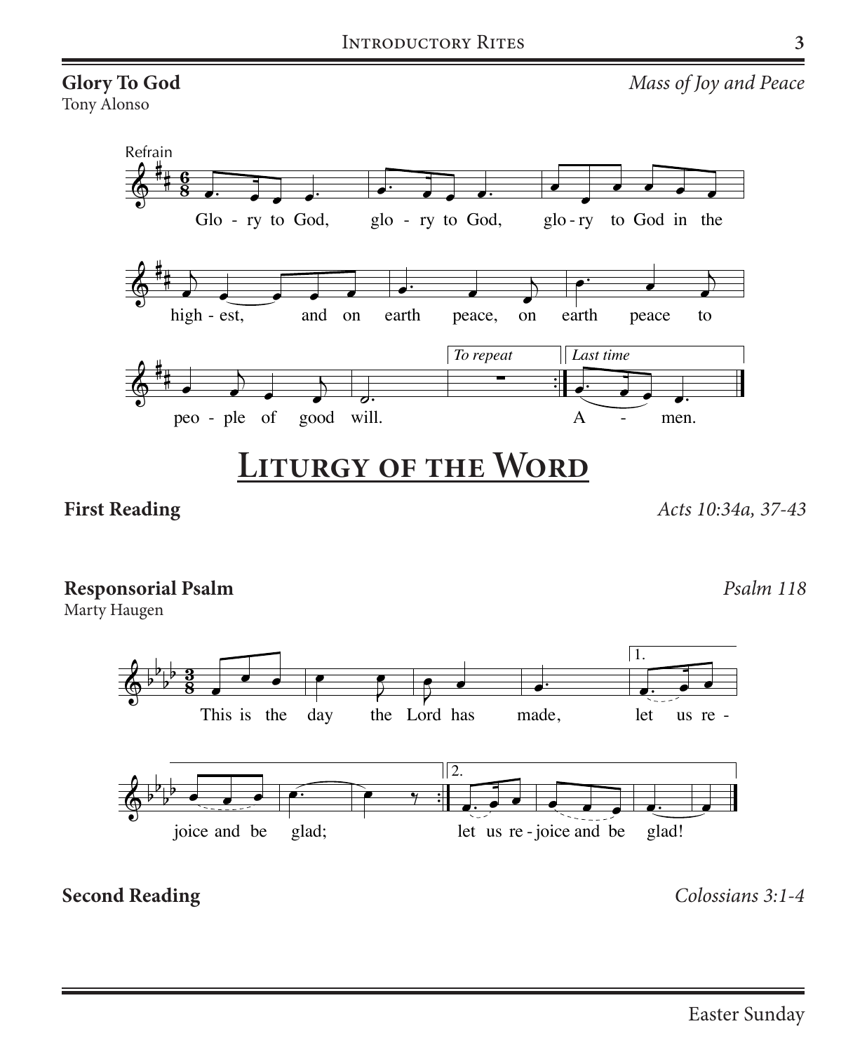**Glory To God**
Tony Alonso

*Mass of Joy and Peace*

Refrain

Glo - ry to God, glo - ry to God, glo - ry to God in the high - est, and on earth peace, on earth peace to peo - ple of good will.

*To repeat* *Last time*

A - men.

# Liturgy of the Word

**First Reading** *Acts 10:34a, 37-43*

**Responsorial Psalm** *Psalm 118*
Marty Haugen

This is the day the Lord has made, let us re - joice and be glad; let us re - joice and be glad!

**Second Reading** *Colossians 3:1-4*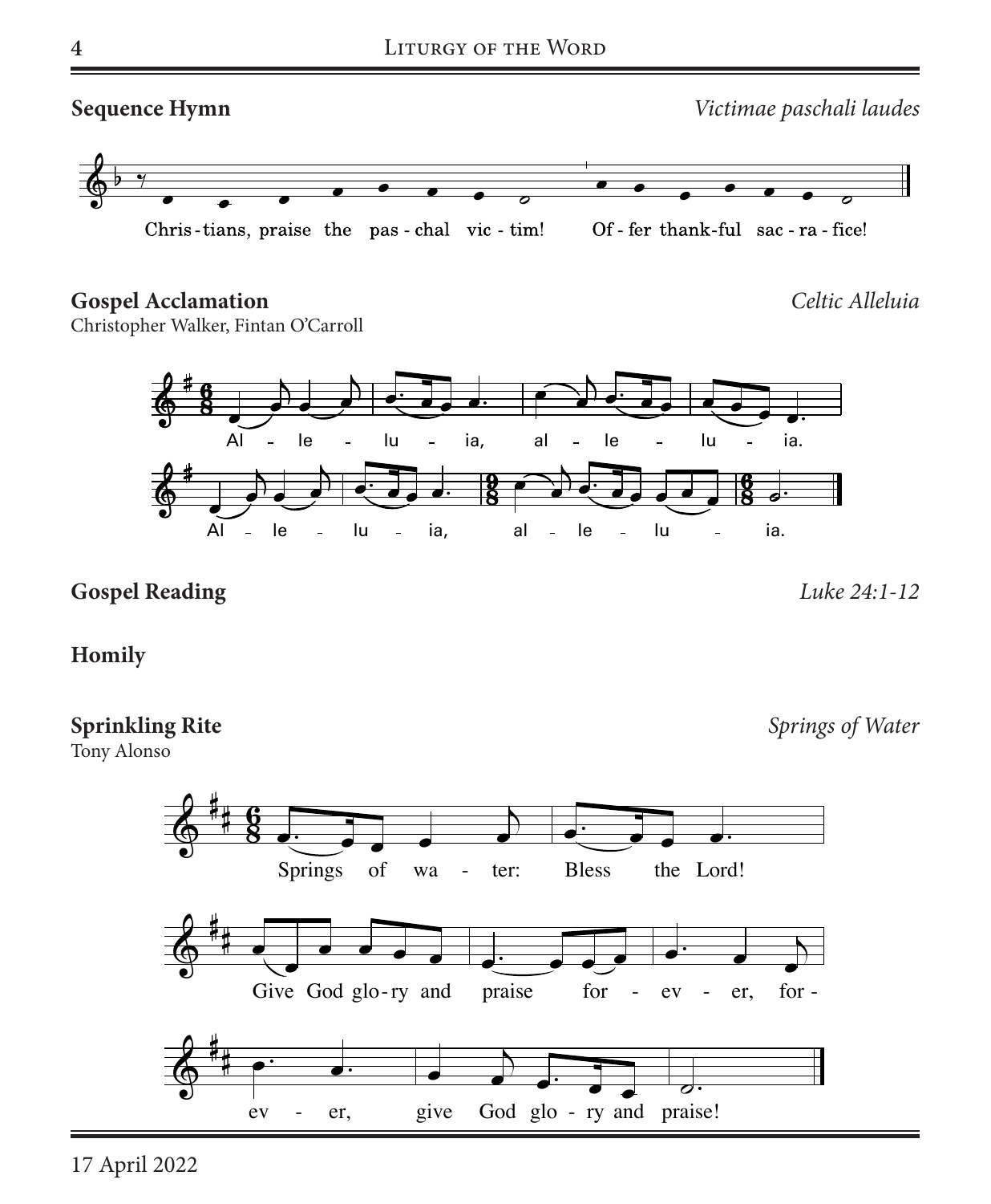**Sequence Hymn** *Victimae paschali laudes*

Chris-tians, praise the pas-chal vic-tim! Of-fer thank-ful sac-ra-fice!

**Gospel Acclamation** *Celtic Alleluia*

Christopher Walker, Fintan O'Carroll

Al - le - lu - ia, al - le - lu - ia.

Al - le - lu - ia, al - le - lu - ia.

**Gospel Reading** *Luke 24:1-12*

**Homily**

**Sprinkling Rite** *Springs of Water*

Tony Alonso

Springs of wa - ter: Bless the Lord!

Give God glo-ry and praise for - ev - er, for -

ev - er, give God glo - ry and praise!

17 April 2022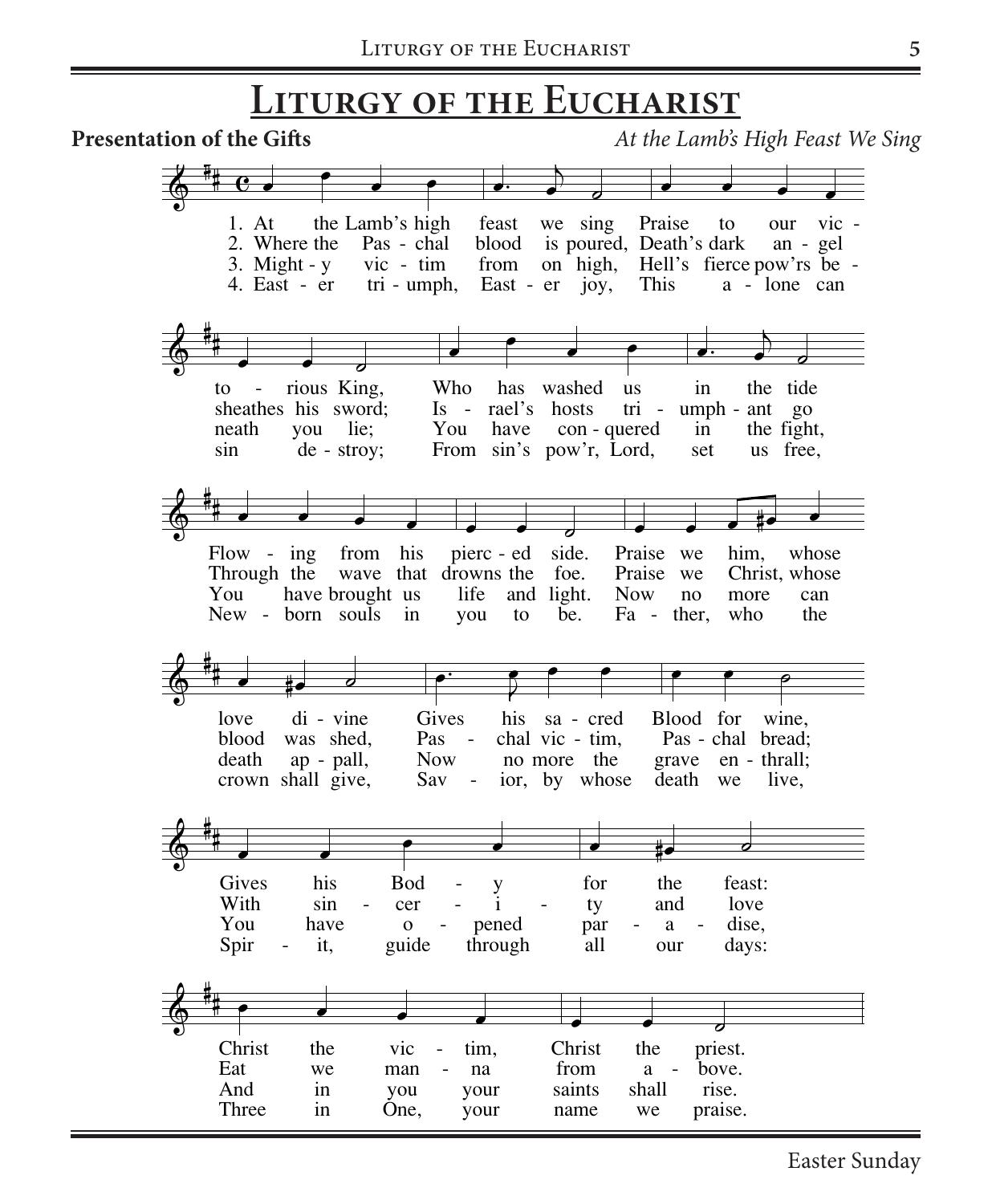# Liturgy of the Eucharist

**Presentation of the Gifts** *At the Lamb's High Feast We Sing*

1. At the Lamb's high feast we sing Praise to our victorious King, Who has washed us in the tide Flowing from his pierced side. Praise we him, whose love divine Gives his sacred Blood for wine, Gives his Body for the feast: Christ the victim, Christ the priest.

2. Where the Paschal blood is poured, Death's dark angel sheathes his sword; Israel's hosts triumphant go Through the wave that drowns the foe. Praise we Christ, whose blood was shed, Paschal victim, Paschal bread; With sincerity and love Eat we manna from above.

3. Mighty victim from on high, Hell's fierce pow'rs beneath you lie; You have conquered in the fight, You have brought us life and light. Now no more can death appall, Now no more the grave enthrall; You have opened paradise, And in you your saints shall rise.

4. Easter triumph, Easter joy, This alone can sin destroy; From sin's pow'r, Lord, set us free, Newborn souls in you to be. Father, who the crown shall give, Savior, by whose death we live, Spirit, guide through all our days: Three in One, your name we praise.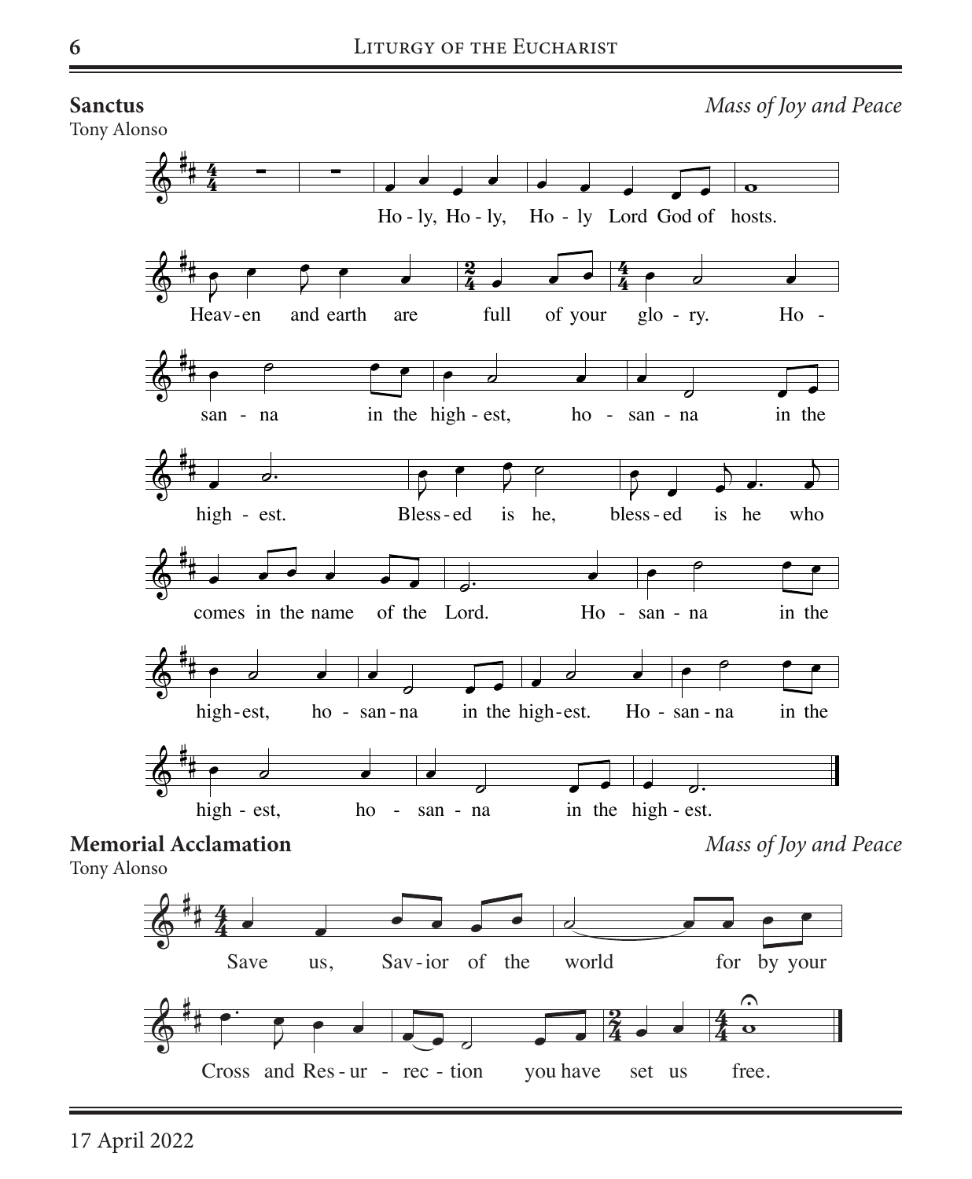## Sanctus

*Mass of Joy and Peace*

Tony Alonso

Ho - ly, Ho - ly, Ho - ly Lord God of hosts.

Heav-en and earth are full of your glo - ry. Ho - san - na in the high - est, ho - san - na in the high - est.

Bless-ed is he, bless-ed is he who comes in the name of the Lord.

Ho - san - na in the high-est, ho - san-na in the high-est. Ho - san-na in the high - est, ho - san - na in the high - est.

## Memorial Acclamation

*Mass of Joy and Peace*

Tony Alonso

Save us, Sav-ior of the world for by your Cross and Res - ur - rec - tion you have set us free.

17 April 2022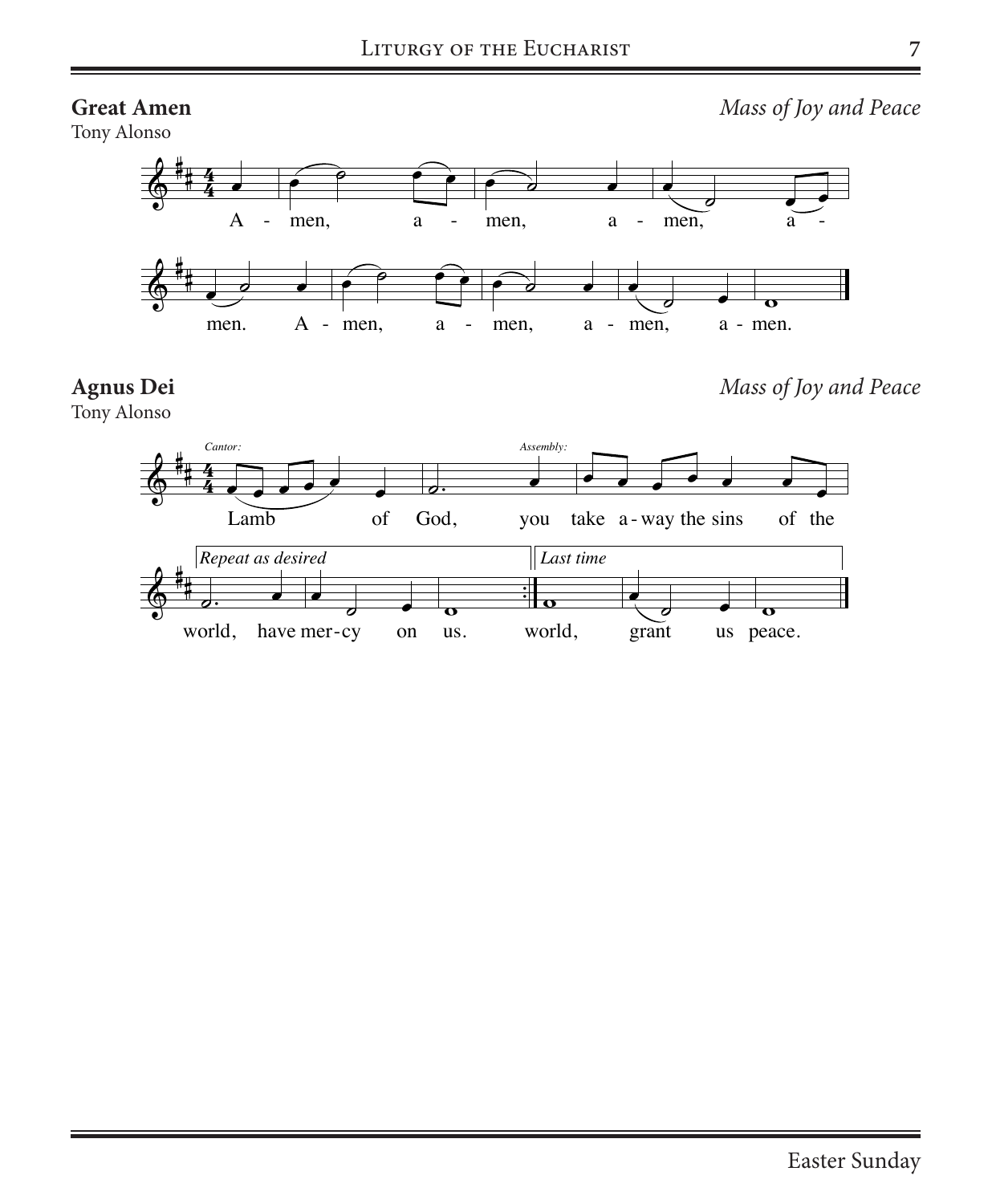## Great Amen

*Mass of Joy and Peace*

Tony Alonso

A - men, a - men, a - men, a - men. A - men, a - men, a - men, a - men.

## Agnus Dei

*Mass of Joy and Peace*

Tony Alonso

*Cantor:* Lamb of God, *Assembly:* you take a-way the sins of the

*Repeat as desired* world, have mer-cy on us.

*Last time* world, grant us peace.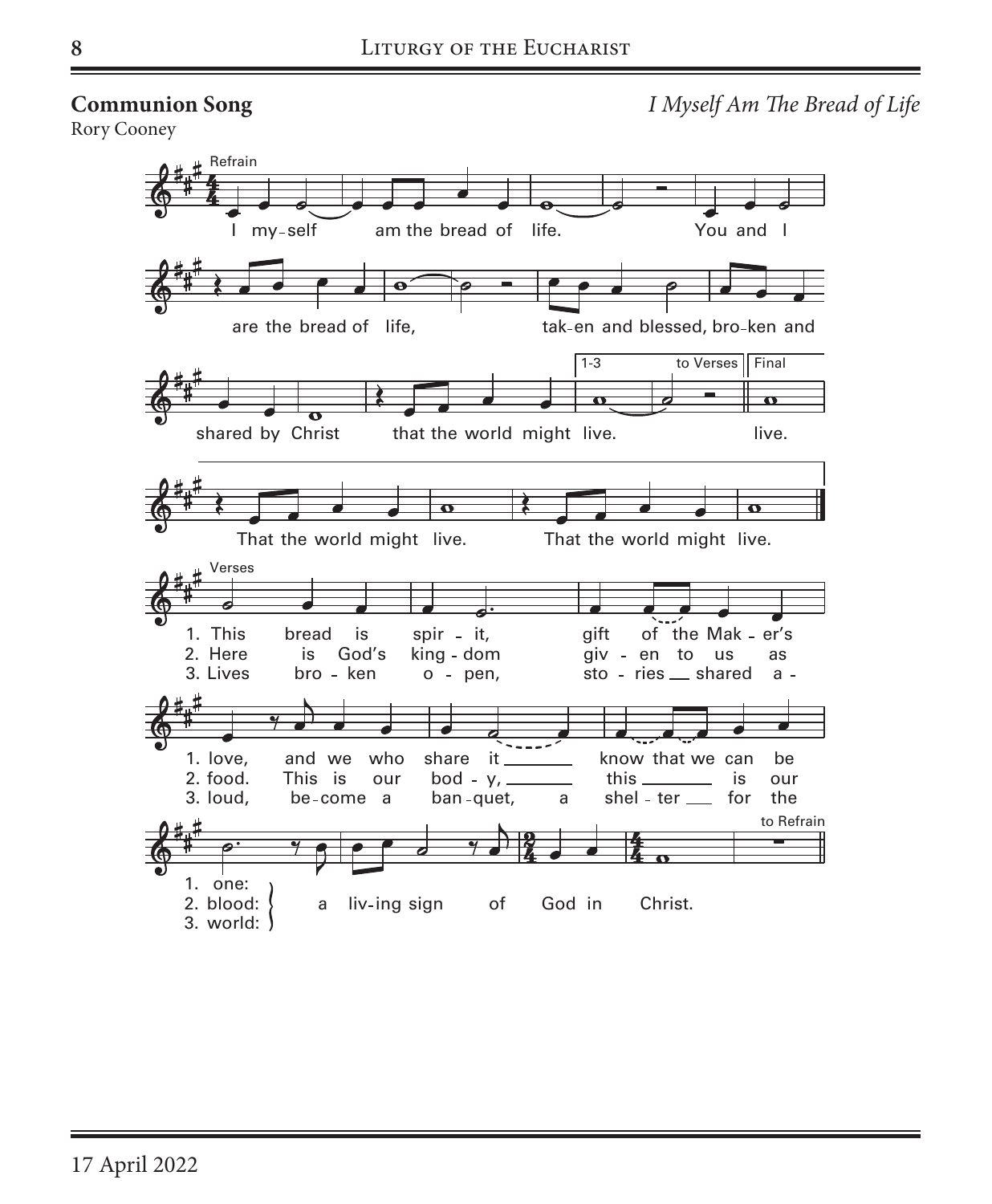**Communion Song** *I Myself Am The Bread of Life*

Rory Cooney

Refrain

I my-self am the bread of life. You and I are the bread of life, tak-en and blessed, bro-ken and shared by Christ that the world might live.

1-3 to Verses / Final: live.

That the world might live. That the world might live.

Verses

1. This bread is spir - it, gift of the Mak - er's love, and we who share it know that we can be one: a liv-ing sign of God in Christ.
2. Here is God's king - dom giv - en to us as food. This is our bod - y, this is our blood: a liv-ing sign of God in Christ.
3. Lives bro - ken o - pen, sto - ries shared a - loud, be-come a ban-quet, a shel - ter for the world: a liv-ing sign of God in Christ.

to Refrain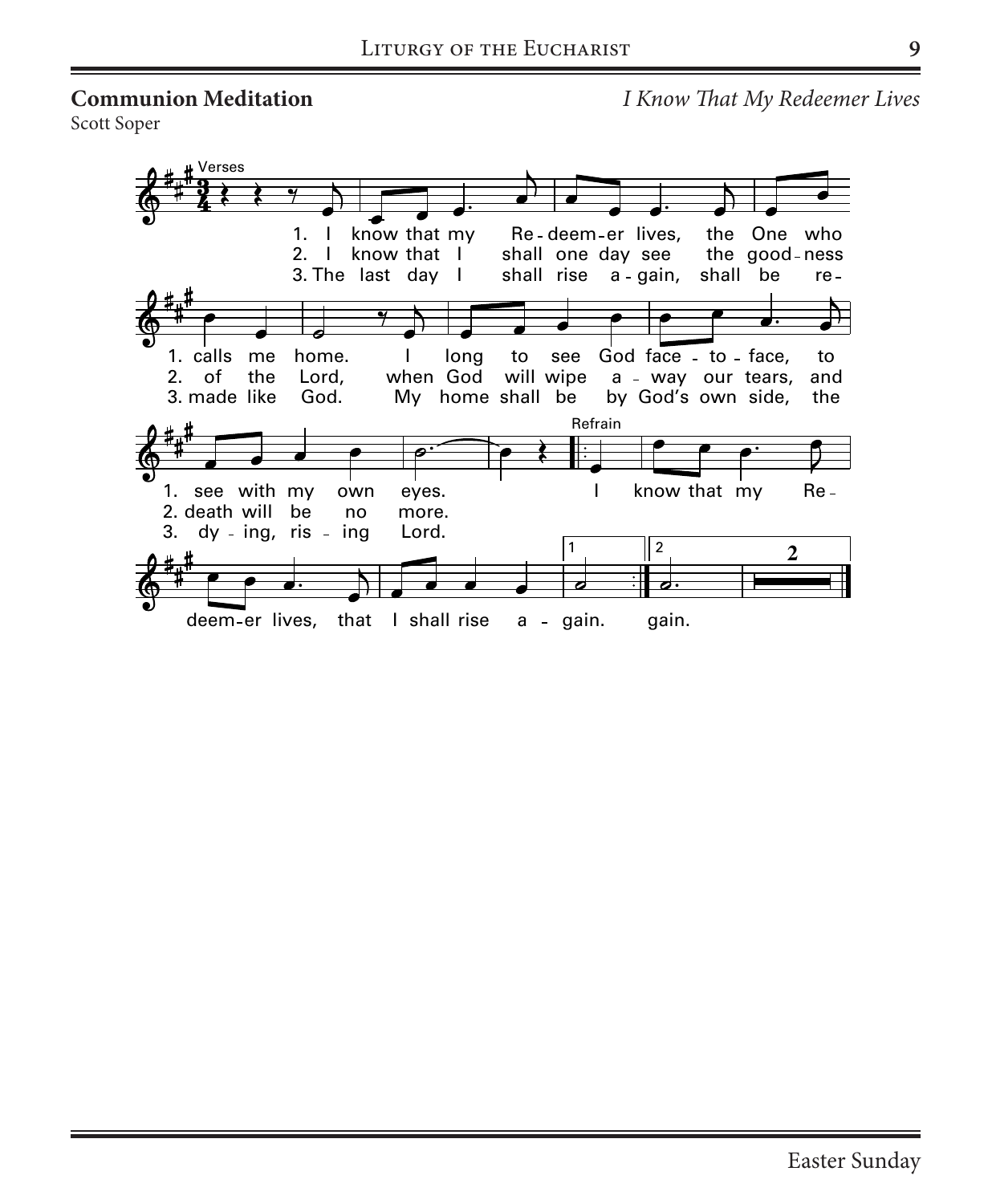**Communion Meditation** *I Know That My Redeemer Lives*

Scott Soper

Verses

1. I know that my Redeemer lives, the One who calls me home. I long to see God face-to-face, to see with my own eyes.
2. I know that I shall one day see the goodness of the Lord, when God will wipe away our tears, and death will be no more.
3. The last day I shall rise again, shall be remade like God. My home shall be by God's own side, the dying, rising Lord.

Refrain

I know that my Redeemer lives, that I shall rise again. gain.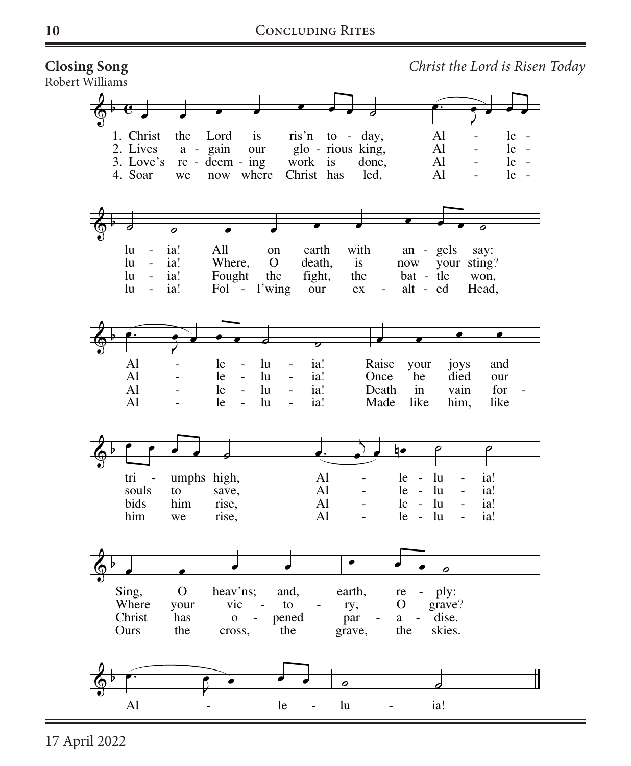## Closing Song

*Christ the Lord is Risen Today*

Robert Williams

1. Christ the Lord is ris'n to - day, Al - le - lu - ia! All on earth with an - gels say: Al - le - lu - ia! Raise your joys and tri - umphs high, Al - le - lu - ia! Sing, O heav'ns; and, earth, re - ply: Al - le - lu - ia!

2. Lives a - gain our glo - rious king, Al - le - lu - ia! Where, O death, is now your sting? Al - le - lu - ia! Once he died our souls to save, Al - le - lu - ia! Where your vic - to - ry, O grave? Al - le - lu - ia!

3. Love's re - deem - ing work is done, Al - le - lu - ia! Fought the fight, the bat - tle won, Al - le - lu - ia! Death in vain for - bids him rise, Al - le - lu - ia! Christ has o - pened par - a - dise. Al - le - lu - ia!

4. Soar we now where Christ has led, Al - le - lu - ia! Fol - l'wing our ex - alt - ed Head, Al - le - lu - ia! Made like him, like him we rise, Al - le - lu - ia! Ours the cross, the grave, the skies. Al - le - lu - ia!

17 April 2022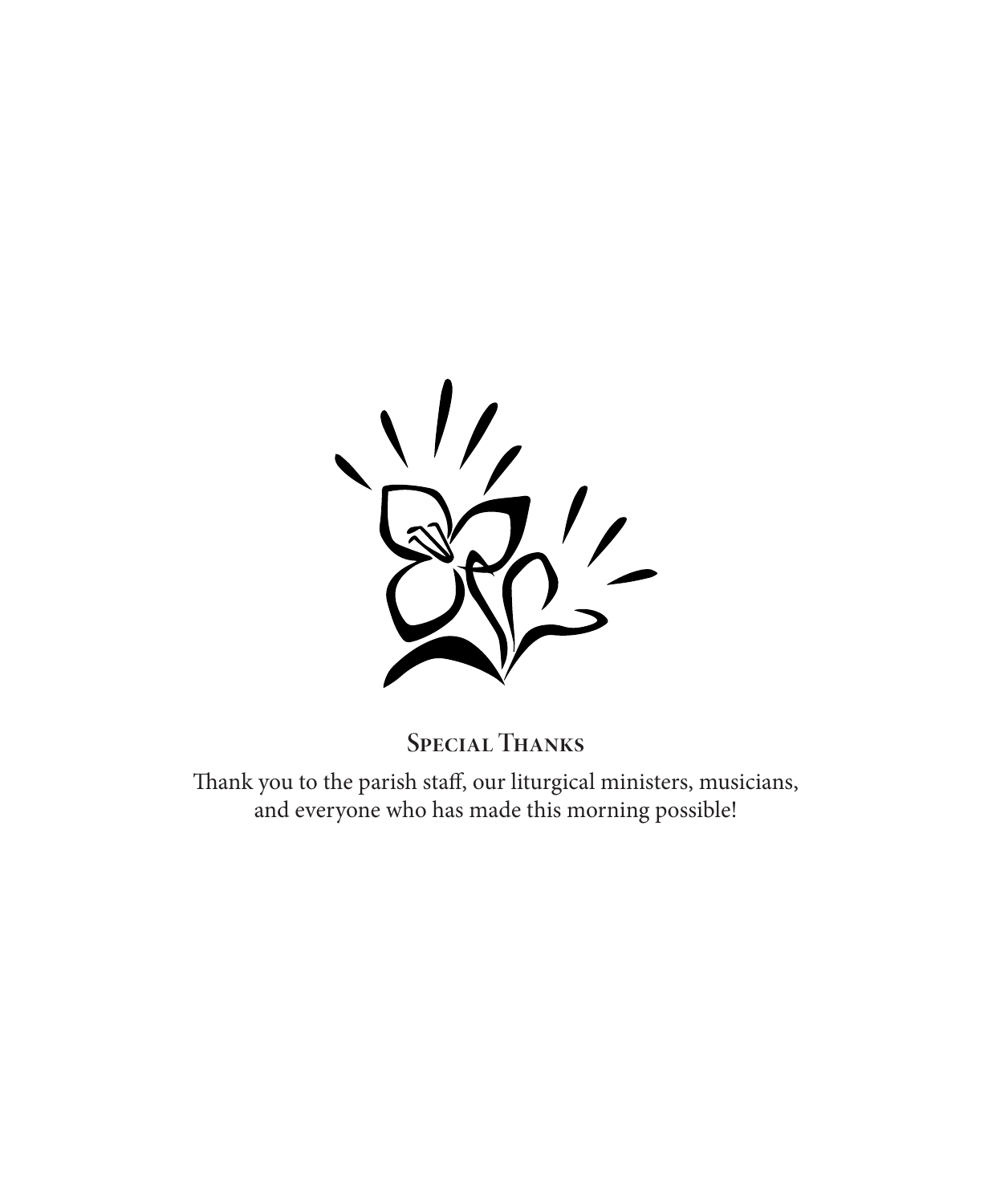## Special Thanks

Thank you to the parish staff, our liturgical ministers, musicians, and everyone who has made this morning possible!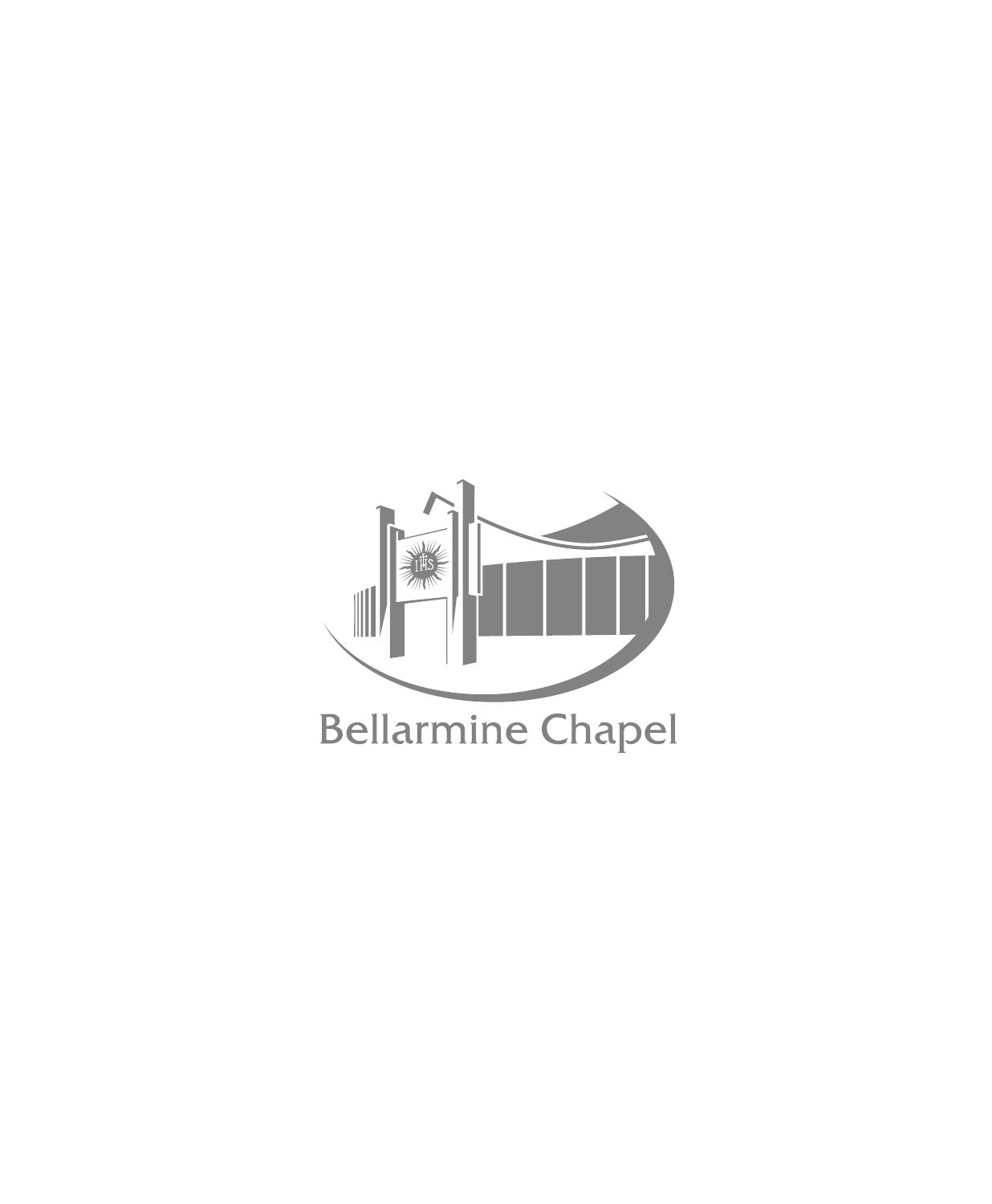Bellarmine Chapel